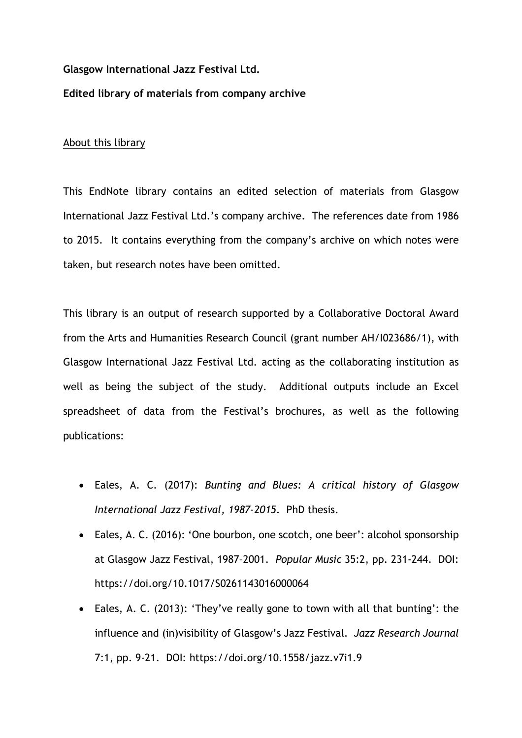**Glasgow International Jazz Festival Ltd.**

**Edited library of materials from company archive**

<u>About this library</u>

This EndNote library contains an edited selection of materials from Glasgow International Jazz Festival Ltd.'s company archive. The references date from 1986 to 2015. It contains everything from the company's archive on which notes were taken, but research notes have been omitted.

This library is an output of research supported by a Collaborative Doctoral Award from the Arts and Humanities Research Council (grant number AH/I023686/1), with Glasgow International Jazz Festival Ltd. acting as the collaborating institution as well as being the subject of the study. Additional outputs include an Excel spreadsheet of data from the Festival's brochures, as well as the following publications:

- Eales, A. C. (2017): *Bunting and Blues: A critical history of Glasgow International Jazz Festival, 1987-2015*. PhD thesis.
- Eales, A. C. (2016): 'One bourbon, one scotch, one beer': alcohol sponsorship at Glasgow Jazz Festival, 1987–2001. *Popular Music* 35:2, pp. 231-244. DOI: https://doi.org/10.1017/S0261143016000064
- Eales, A. C. (2013): 'They've really gone to town with all that bunting': the influence and (in)visibility of Glasgow's Jazz Festival. *Jazz Research Journal* 7:1, pp. 9-21. DOI: https://doi.org/10.1558/jazz.v7i1.9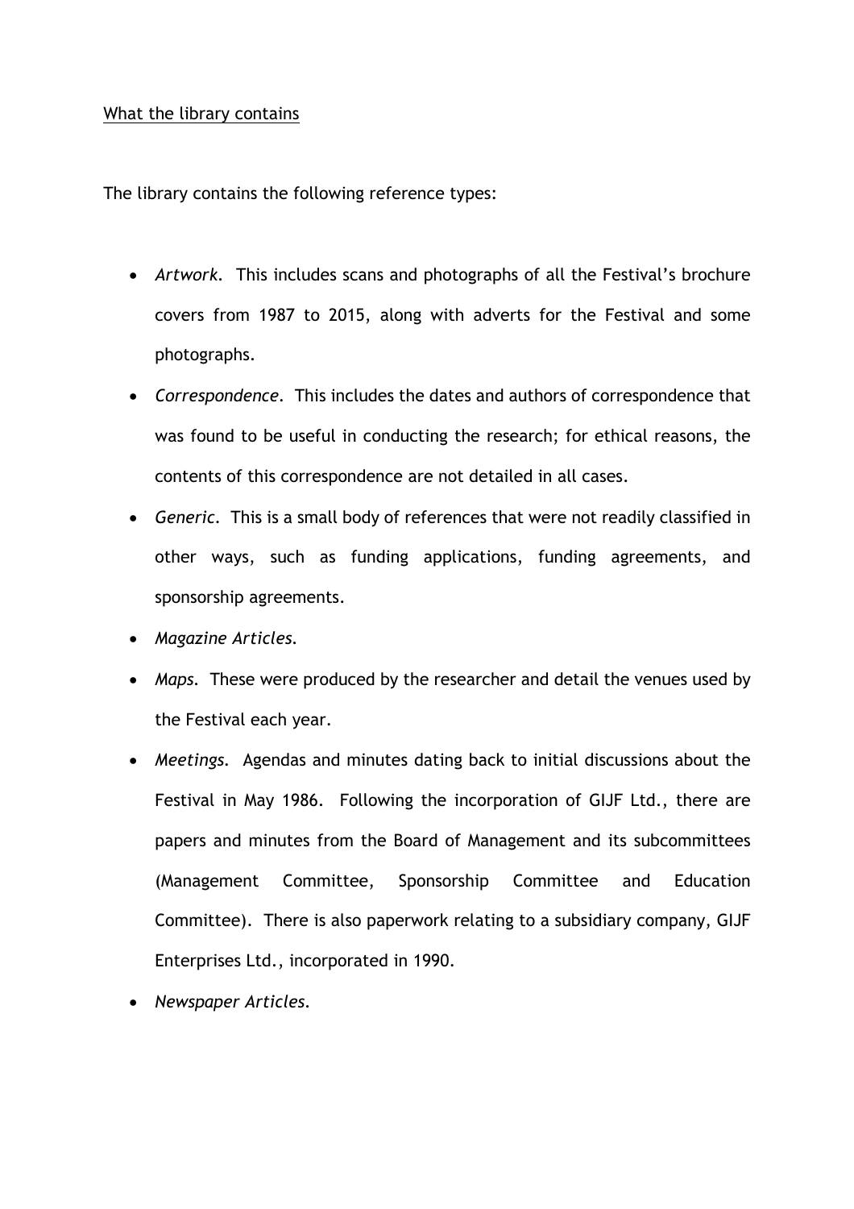<u>What the library contains</u>

The library contains the following reference types:

- *Artwork*. This includes scans and photographs of all the Festival's brochure covers from 1987 to 2015, along with adverts for the Festival and some photographs.
- *Correspondence*. This includes the dates and authors of correspondence that was found to be useful in conducting the research; for ethical reasons, the contents of this correspondence are not detailed in all cases.
- *Generic*. This is a small body of references that were not readily classified in other ways, such as funding applications, funding agreements, and sponsorship agreements.
- *Magazine Articles*.
- *Maps*. These were produced by the researcher and detail the venues used by the Festival each year.
- *Meetings*. Agendas and minutes dating back to initial discussions about the Festival in May 1986. Following the incorporation of GIJF Ltd., there are papers and minutes from the Board of Management and its subcommittees (Management Committee, Sponsorship Committee and Education Committee). There is also paperwork relating to a subsidiary company, GIJF Enterprises Ltd., incorporated in 1990.
- *Newspaper Articles*.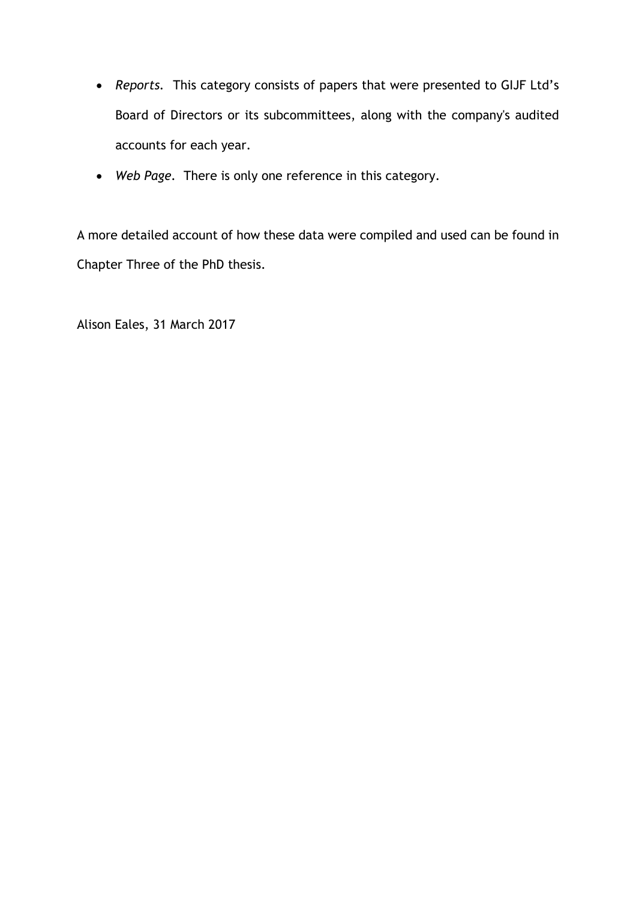- *Reports.* This category consists of papers that were presented to GIJF Ltd's Board of Directors or its subcommittees, along with the company's audited accounts for each year.
- *Web Page*. There is only one reference in this category.

A more detailed account of how these data were compiled and used can be found in Chapter Three of the PhD thesis.

Alison Eales, 31 March 2017